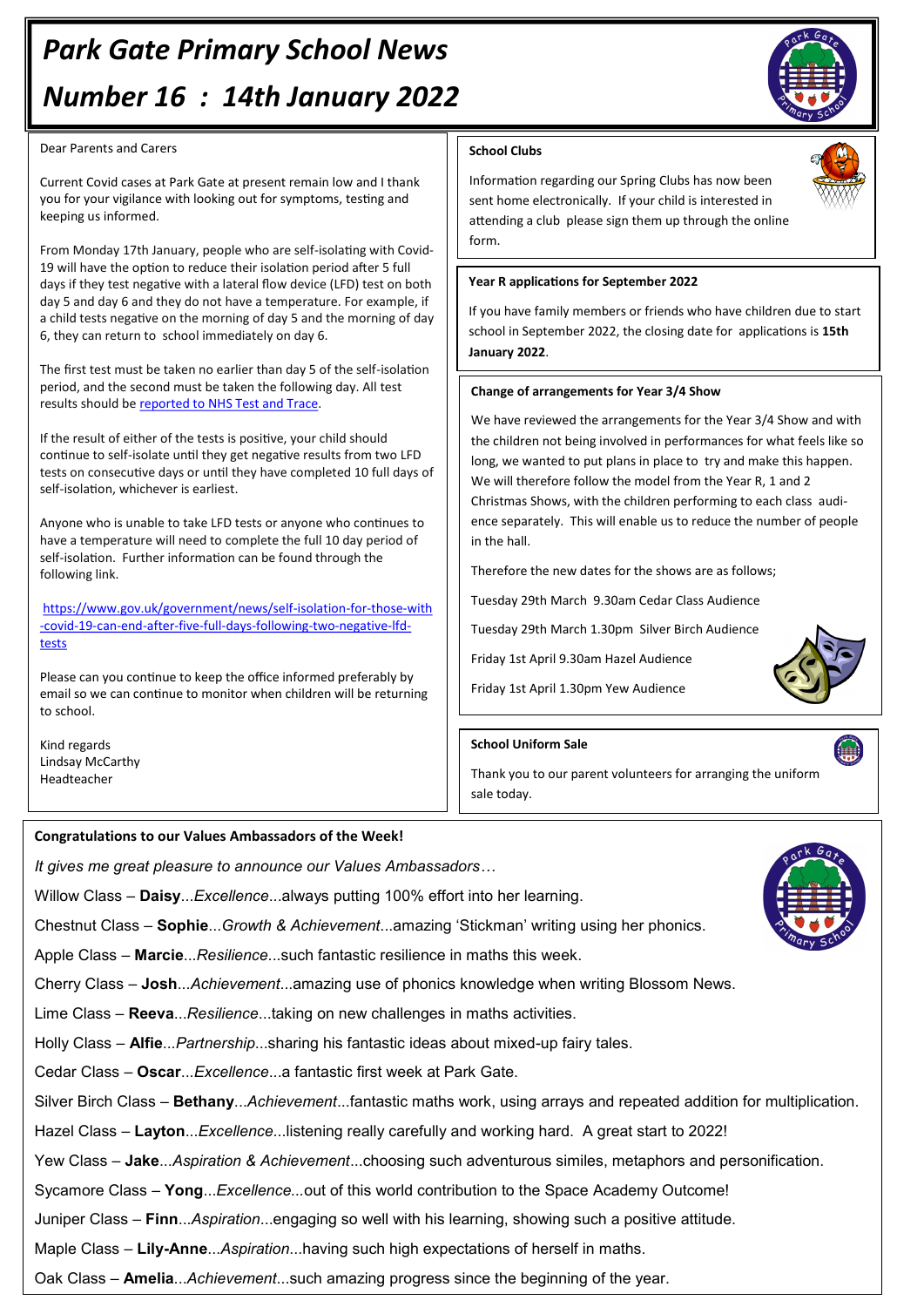# Park Gate Primary School News

# Number 16 : 14th January 2022

Dear Parents and Carers

Current Covid cases at Park Gate at present remain low and I thank you for your vigilance with looking out for symptoms, testing and keeping us informed.

From Monday 17th January, people who are self-isolating with Covid-19 will have the option to reduce their isolation period after 5 full days if they test negative with a lateral flow device (LFD) test on both day 5 and day 6 and they do not have a temperature. For example, if a child tests negative on the morning of day 5 and the morning of day 6, they can return to school immediately on day 6.

The first test must be taken no earlier than day 5 of the self-isolation period, and the second must be taken the following day. All test results should be reported to NHS Test and Trace.

If the result of either of the tests is positive, your child should continue to self-isolate until they get negative results from two LFD tests on consecutive days or until they have completed 10 full days of self-isolation, whichever is earliest.

Anyone who is unable to take LFD tests or anyone who continues to have a temperature will need to complete the full 10 day period of self-isolation. Further information can be found through the following link.

https://www.gov.uk/government/news/self-isolation-for-those-with-covid-19-can-end-after-five-full-days-following-two-negative-lfd-tests

Please can you continue to keep the office informed preferably by email so we can continue to monitor when children will be returning to school.

Kind regards
Lindsay McCarthy
Headteacher

### School Clubs

Information regarding our Spring Clubs has now been sent home electronically. If your child is interested in attending a club please sign them up through the online form.

### Year R applications for September 2022

If you have family members or friends who have children due to start school in September 2022, the closing date for applications is **15th January 2022**.

### Change of arrangements for Year 3/4 Show

We have reviewed the arrangements for the Year 3/4 Show and with the children not being involved in performances for what feels like so long, we wanted to put plans in place to try and make this happen. We will therefore follow the model from the Year R, 1 and 2 Christmas Shows, with the children performing to each class audience separately. This will enable us to reduce the number of people in the hall.

Therefore the new dates for the shows are as follows;

Tuesday 29th March 9.30am Cedar Class Audience

Tuesday 29th March 1.30pm Silver Birch Audience

Friday 1st April 9.30am Hazel Audience

Friday 1st April 1.30pm Yew Audience

### School Uniform Sale

Thank you to our parent volunteers for arranging the uniform sale today.

### Congratulations to our Values Ambassadors of the Week!

*It gives me great pleasure to announce our Values Ambassadors…*

Willow Class – **Daisy**...*Excellence*...always putting 100% effort into her learning.

Chestnut Class – **Sophie**...*Growth & Achievement*...amazing 'Stickman' writing using her phonics.

Apple Class – **Marcie**...*Resilience*...such fantastic resilience in maths this week.

Cherry Class – **Josh**...*Achievement*...amazing use of phonics knowledge when writing Blossom News.

Lime Class – **Reeva**...*Resilience*...taking on new challenges in maths activities.

Holly Class – **Alfie**...*Partnership*...sharing his fantastic ideas about mixed-up fairy tales.

Cedar Class – **Oscar**...*Excellence*...a fantastic first week at Park Gate.

Silver Birch Class – **Bethany**...*Achievement*...fantastic maths work, using arrays and repeated addition for multiplication.

Hazel Class – **Layton**...*Excellence*...listening really carefully and working hard. A great start to 2022!

Yew Class – **Jake**...*Aspiration & Achievement*...choosing such adventurous similes, metaphors and personification.

Sycamore Class – **Yong**...*Excellence...*out of this world contribution to the Space Academy Outcome!

Juniper Class – **Finn**...*Aspiration*...engaging so well with his learning, showing such a positive attitude.

Maple Class – **Lily-Anne**...*Aspiration*...having such high expectations of herself in maths.

Oak Class – **Amelia**...*Achievement*...such amazing progress since the beginning of the year.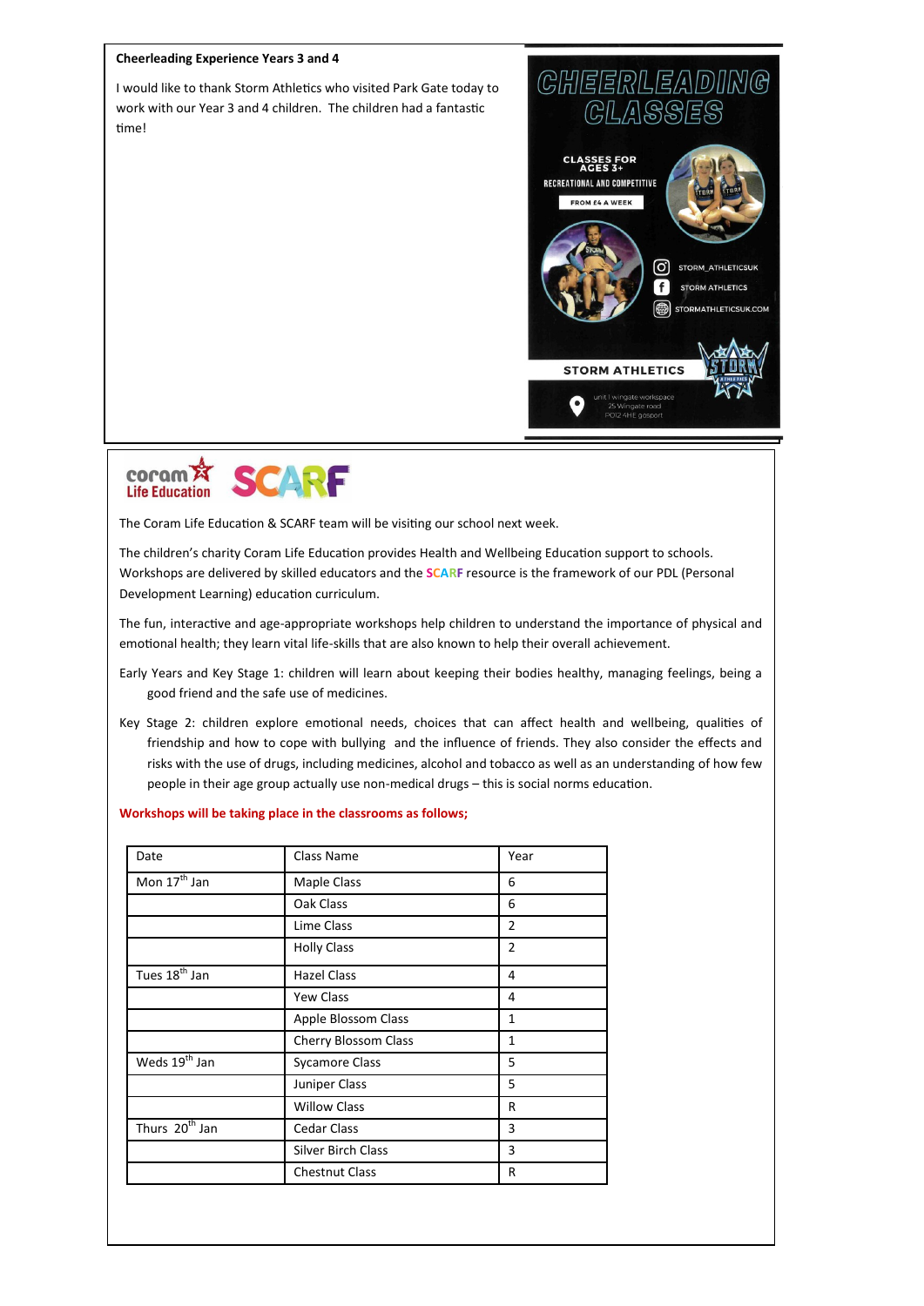**Cheerleading Experience Years 3 and 4**

I would like to thank Storm Athletics who visited Park Gate today to work with our Year 3 and 4 children. The children had a fantastic time!

CHEERLEADING CLASSES

CLASSES FOR AGES 3+

RECREATIONAL AND COMPETITIVE

FROM £4 A WEEK

STORM_ATHLETICSUK

STORM ATHLETICS

STORMATHLETICSUK.COM

STORM ATHLETICS

unit I wingate workspace
25 Wingate road
PO12 4HE gosport

coram Life Education SCARF

The Coram Life Education & SCARF team will be visiting our school next week.

The children's charity Coram Life Education provides Health and Wellbeing Education support to schools. Workshops are delivered by skilled educators and the SCARF resource is the framework of our PDL (Personal Development Learning) education curriculum.

The fun, interactive and age-appropriate workshops help children to understand the importance of physical and emotional health; they learn vital life-skills that are also known to help their overall achievement.

Early Years and Key Stage 1: children will learn about keeping their bodies healthy, managing feelings, being a good friend and the safe use of medicines.

Key Stage 2: children explore emotional needs, choices that can affect health and wellbeing, qualities of friendship and how to cope with bullying and the influence of friends. They also consider the effects and risks with the use of drugs, including medicines, alcohol and tobacco as well as an understanding of how few people in their age group actually use non-medical drugs – this is social norms education.

**Workshops will be taking place in the classrooms as follows;**

| Date | Class Name | Year |
|---|---|---|
| Mon 17th Jan | Maple Class | 6 |
| | Oak Class | 6 |
| | Lime Class | 2 |
| | Holly Class | 2 |
| Tues 18th Jan | Hazel Class | 4 |
| | Yew Class | 4 |
| | Apple Blossom Class | 1 |
| | Cherry Blossom Class | 1 |
| Weds 19th Jan | Sycamore Class | 5 |
| | Juniper Class | 5 |
| | Willow Class | R |
| Thurs 20th Jan | Cedar Class | 3 |
| | Silver Birch Class | 3 |
| | Chestnut Class | R |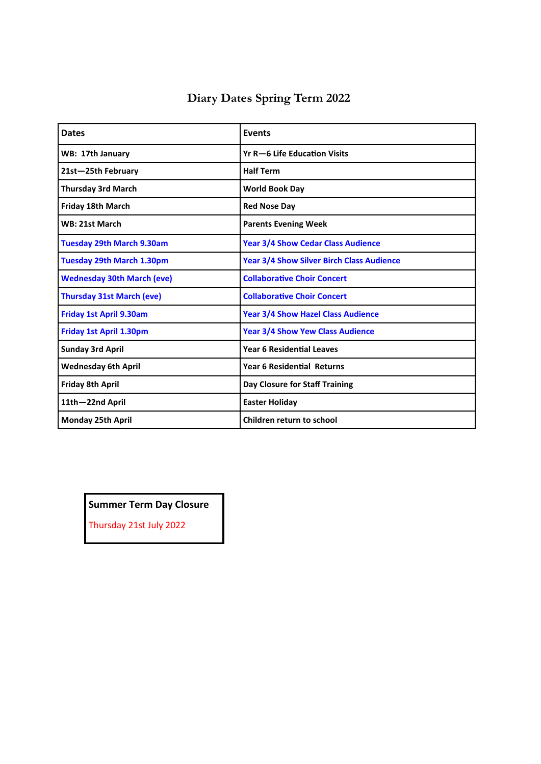# Diary Dates Spring Term 2022

| Dates | Events |
|---|---|
| WB: 17th January | Yr R—6 Life Education Visits |
| 21st—25th February | Half Term |
| Thursday 3rd March | World Book Day |
| Friday 18th March | Red Nose Day |
| WB: 21st March | Parents Evening Week |
| Tuesday 29th March 9.30am | Year 3/4 Show Cedar Class Audience |
| Tuesday 29th March 1.30pm | Year 3/4 Show Silver Birch Class Audience |
| Wednesday 30th March (eve) | Collaborative Choir Concert |
| Thursday 31st March (eve) | Collaborative Choir Concert |
| Friday 1st April 9.30am | Year 3/4 Show Hazel Class Audience |
| Friday 1st April 1.30pm | Year 3/4 Show Yew Class Audience |
| Sunday 3rd April | Year 6 Residential Leaves |
| Wednesday 6th April | Year 6 Residential Returns |
| Friday 8th April | Day Closure for Staff Training |
| 11th—22nd April | Easter Holiday |
| Monday 25th April | Children return to school |

**Summer Term Day Closure**

Thursday 21st July 2022